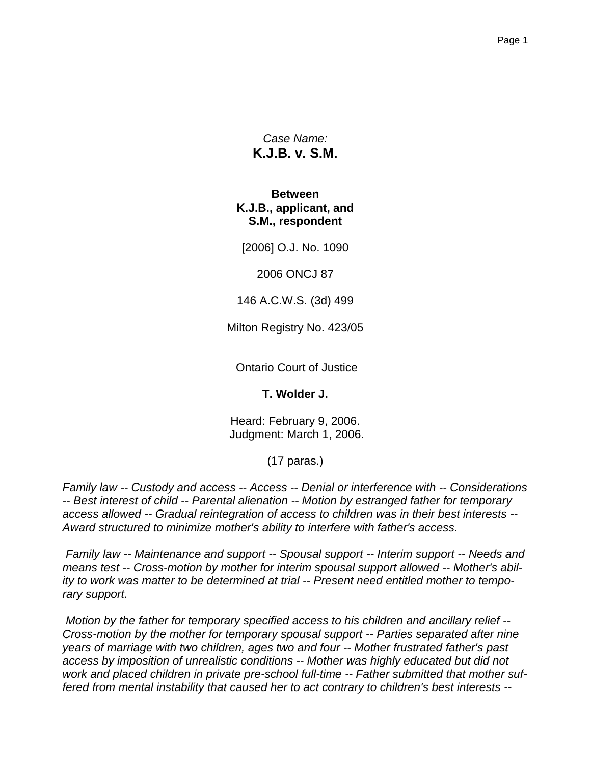*Case Name:*

**K.J.B. v. S.M.**

**Between**
**K.J.B., applicant, and**
**S.M., respondent**

[2006] O.J. No. 1090

2006 ONCJ 87

146 A.C.W.S. (3d) 499

Milton Registry No. 423/05

Ontario Court of Justice

**T. Wolder J.**

Heard: February 9, 2006.
Judgment: March 1, 2006.

(17 paras.)

*Family law -- Custody and access -- Access -- Denial or interference with -- Considerations -- Best interest of child -- Parental alienation -- Motion by estranged father for temporary access allowed -- Gradual reintegration of access to children was in their best interests -- Award structured to minimize mother's ability to interfere with father's access.*

*Family law -- Maintenance and support -- Spousal support -- Interim support -- Needs and means test -- Cross-motion by mother for interim spousal support allowed -- Mother's ability to work was matter to be determined at trial -- Present need entitled mother to temporary support.*

*Motion by the father for temporary specified access to his children and ancillary relief -- Cross-motion by the mother for temporary spousal support -- Parties separated after nine years of marriage with two children, ages two and four -- Mother frustrated father's past access by imposition of unrealistic conditions -- Mother was highly educated but did not work and placed children in private pre-school full-time -- Father submitted that mother suffered from mental instability that caused her to act contrary to children's best interests --*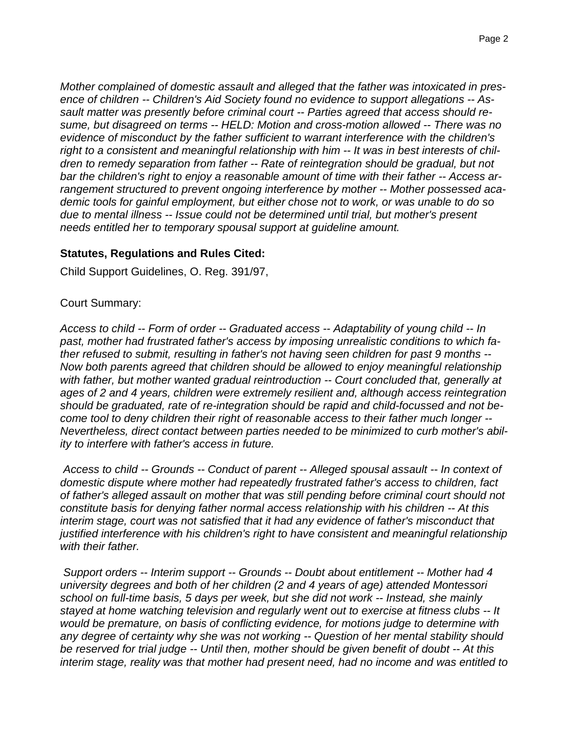*Mother complained of domestic assault and alleged that the father was intoxicated in presence of children -- Children's Aid Society found no evidence to support allegations -- Assault matter was presently before criminal court -- Parties agreed that access should resume, but disagreed on terms -- HELD: Motion and cross-motion allowed -- There was no evidence of misconduct by the father sufficient to warrant interference with the children's right to a consistent and meaningful relationship with him -- It was in best interests of children to remedy separation from father -- Rate of reintegration should be gradual, but not bar the children's right to enjoy a reasonable amount of time with their father -- Access arrangement structured to prevent ongoing interference by mother -- Mother possessed academic tools for gainful employment, but either chose not to work, or was unable to do so due to mental illness -- Issue could not be determined until trial, but mother's present needs entitled her to temporary spousal support at guideline amount.*

**Statutes, Regulations and Rules Cited:**

Child Support Guidelines, O. Reg. 391/97,

Court Summary:

*Access to child -- Form of order -- Graduated access -- Adaptability of young child -- In past, mother had frustrated father's access by imposing unrealistic conditions to which father refused to submit, resulting in father's not having seen children for past 9 months -- Now both parents agreed that children should be allowed to enjoy meaningful relationship with father, but mother wanted gradual reintroduction -- Court concluded that, generally at ages of 2 and 4 years, children were extremely resilient and, although access reintegration should be graduated, rate of re-integration should be rapid and child-focussed and not become tool to deny children their right of reasonable access to their father much longer -- Nevertheless, direct contact between parties needed to be minimized to curb mother's ability to interfere with father's access in future.*

*Access to child -- Grounds -- Conduct of parent -- Alleged spousal assault -- In context of domestic dispute where mother had repeatedly frustrated father's access to children, fact of father's alleged assault on mother that was still pending before criminal court should not constitute basis for denying father normal access relationship with his children -- At this interim stage, court was not satisfied that it had any evidence of father's misconduct that justified interference with his children's right to have consistent and meaningful relationship with their father.*

*Support orders -- Interim support -- Grounds -- Doubt about entitlement -- Mother had 4 university degrees and both of her children (2 and 4 years of age) attended Montessori school on full-time basis, 5 days per week, but she did not work -- Instead, she mainly stayed at home watching television and regularly went out to exercise at fitness clubs -- It would be premature, on basis of conflicting evidence, for motions judge to determine with any degree of certainty why she was not working -- Question of her mental stability should be reserved for trial judge -- Until then, mother should be given benefit of doubt -- At this interim stage, reality was that mother had present need, had no income and was entitled to*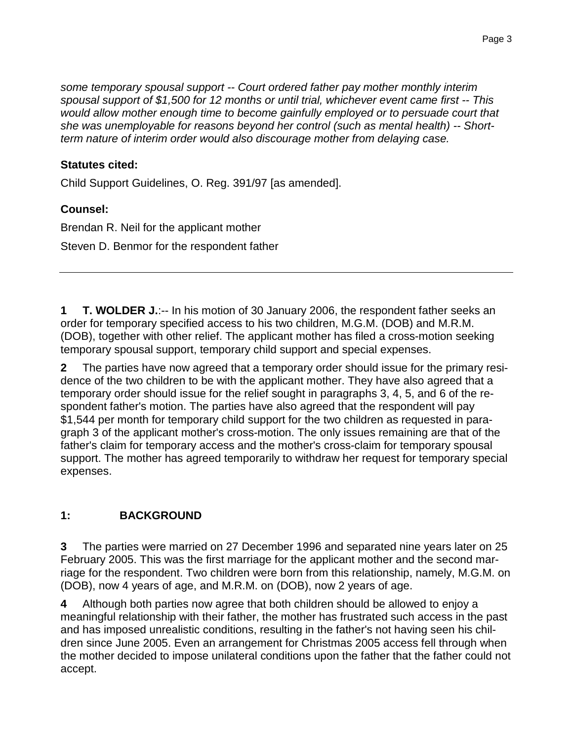*some temporary spousal support -- Court ordered father pay mother monthly interim spousal support of $1,500 for 12 months or until trial, whichever event came first -- This would allow mother enough time to become gainfully employed or to persuade court that she was unemployable for reasons beyond her control (such as mental health) -- Short-term nature of interim order would also discourage mother from delaying case.*

**Statutes cited:**

Child Support Guidelines, O. Reg. 391/97 [as amended].

**Counsel:**

Brendan R. Neil for the applicant mother

Steven D. Benmor for the respondent father

---

**1** **T. WOLDER J.**:-- In his motion of 30 January 2006, the respondent father seeks an order for temporary specified access to his two children, M.G.M. (DOB) and M.R.M. (DOB), together with other relief. The applicant mother has filed a cross-motion seeking temporary spousal support, temporary child support and special expenses.

**2** The parties have now agreed that a temporary order should issue for the primary residence of the two children to be with the applicant mother. They have also agreed that a temporary order should issue for the relief sought in paragraphs 3, 4, 5, and 6 of the respondent father's motion. The parties have also agreed that the respondent will pay $1,544 per month for temporary child support for the two children as requested in paragraph 3 of the applicant mother's cross-motion. The only issues remaining are that of the father's claim for temporary access and the mother's cross-claim for temporary spousal support. The mother has agreed temporarily to withdraw her request for temporary special expenses.

## 1: BACKGROUND

**3** The parties were married on 27 December 1996 and separated nine years later on 25 February 2005. This was the first marriage for the applicant mother and the second marriage for the respondent. Two children were born from this relationship, namely, M.G.M. on (DOB), now 4 years of age, and M.R.M. on (DOB), now 2 years of age.

**4** Although both parties now agree that both children should be allowed to enjoy a meaningful relationship with their father, the mother has frustrated such access in the past and has imposed unrealistic conditions, resulting in the father's not having seen his children since June 2005. Even an arrangement for Christmas 2005 access fell through when the mother decided to impose unilateral conditions upon the father that the father could not accept.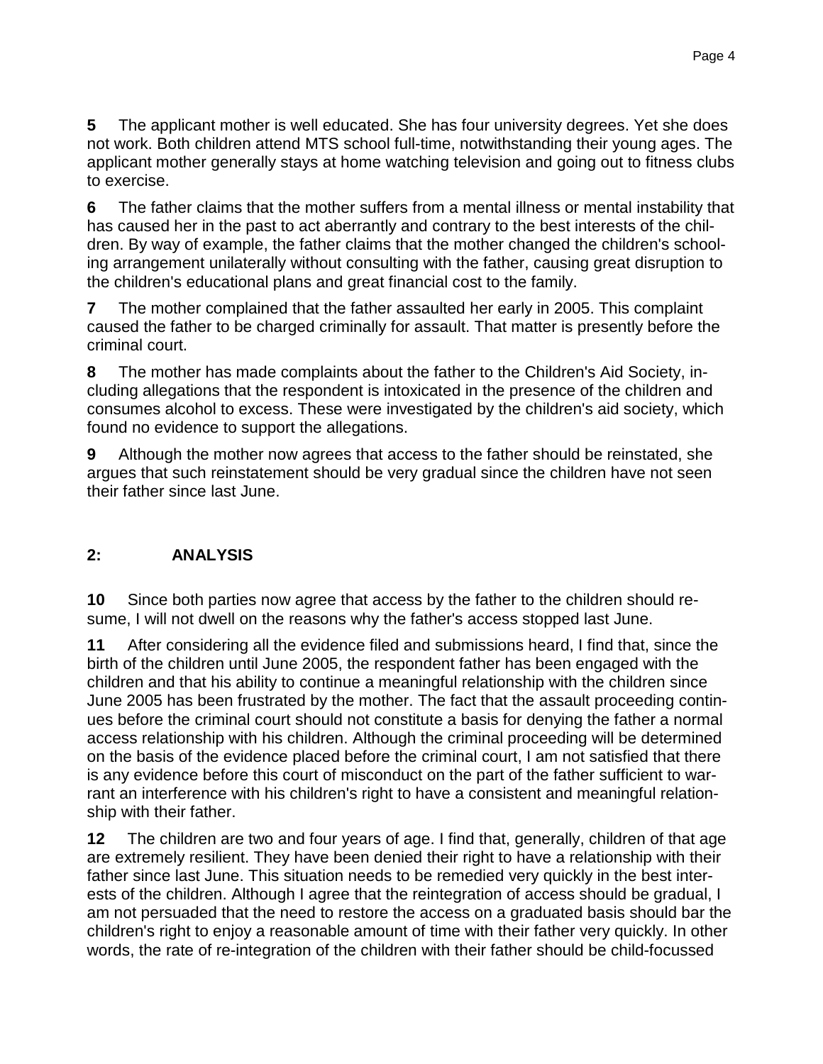**5** The applicant mother is well educated. She has four university degrees. Yet she does not work. Both children attend MTS school full-time, notwithstanding their young ages. The applicant mother generally stays at home watching television and going out to fitness clubs to exercise.

**6** The father claims that the mother suffers from a mental illness or mental instability that has caused her in the past to act aberrantly and contrary to the best interests of the children. By way of example, the father claims that the mother changed the children's schooling arrangement unilaterally without consulting with the father, causing great disruption to the children's educational plans and great financial cost to the family.

**7** The mother complained that the father assaulted her early in 2005. This complaint caused the father to be charged criminally for assault. That matter is presently before the criminal court.

**8** The mother has made complaints about the father to the Children's Aid Society, including allegations that the respondent is intoxicated in the presence of the children and consumes alcohol to excess. These were investigated by the children's aid society, which found no evidence to support the allegations.

**9** Although the mother now agrees that access to the father should be reinstated, she argues that such reinstatement should be very gradual since the children have not seen their father since last June.

## 2: ANALYSIS

**10** Since both parties now agree that access by the father to the children should resume, I will not dwell on the reasons why the father's access stopped last June.

**11** After considering all the evidence filed and submissions heard, I find that, since the birth of the children until June 2005, the respondent father has been engaged with the children and that his ability to continue a meaningful relationship with the children since June 2005 has been frustrated by the mother. The fact that the assault proceeding continues before the criminal court should not constitute a basis for denying the father a normal access relationship with his children. Although the criminal proceeding will be determined on the basis of the evidence placed before the criminal court, I am not satisfied that there is any evidence before this court of misconduct on the part of the father sufficient to warrant an interference with his children's right to have a consistent and meaningful relationship with their father.

**12** The children are two and four years of age. I find that, generally, children of that age are extremely resilient. They have been denied their right to have a relationship with their father since last June. This situation needs to be remedied very quickly in the best interests of the children. Although I agree that the reintegration of access should be gradual, I am not persuaded that the need to restore the access on a graduated basis should bar the children's right to enjoy a reasonable amount of time with their father very quickly. In other words, the rate of re-integration of the children with their father should be child-focussed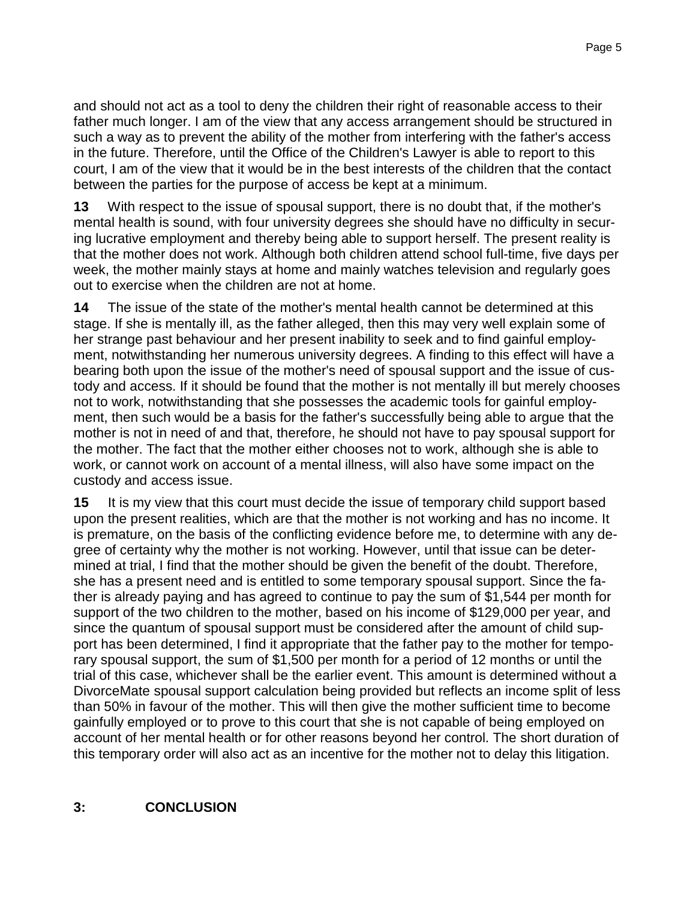and should not act as a tool to deny the children their right of reasonable access to their father much longer. I am of the view that any access arrangement should be structured in such a way as to prevent the ability of the mother from interfering with the father's access in the future. Therefore, until the Office of the Children's Lawyer is able to report to this court, I am of the view that it would be in the best interests of the children that the contact between the parties for the purpose of access be kept at a minimum.

**13** With respect to the issue of spousal support, there is no doubt that, if the mother's mental health is sound, with four university degrees she should have no difficulty in securing lucrative employment and thereby being able to support herself. The present reality is that the mother does not work. Although both children attend school full-time, five days per week, the mother mainly stays at home and mainly watches television and regularly goes out to exercise when the children are not at home.

**14** The issue of the state of the mother's mental health cannot be determined at this stage. If she is mentally ill, as the father alleged, then this may very well explain some of her strange past behaviour and her present inability to seek and to find gainful employment, notwithstanding her numerous university degrees. A finding to this effect will have a bearing both upon the issue of the mother's need of spousal support and the issue of custody and access. If it should be found that the mother is not mentally ill but merely chooses not to work, notwithstanding that she possesses the academic tools for gainful employment, then such would be a basis for the father's successfully being able to argue that the mother is not in need of and that, therefore, he should not have to pay spousal support for the mother. The fact that the mother either chooses not to work, although she is able to work, or cannot work on account of a mental illness, will also have some impact on the custody and access issue.

**15** It is my view that this court must decide the issue of temporary child support based upon the present realities, which are that the mother is not working and has no income. It is premature, on the basis of the conflicting evidence before me, to determine with any degree of certainty why the mother is not working. However, until that issue can be determined at trial, I find that the mother should be given the benefit of the doubt. Therefore, she has a present need and is entitled to some temporary spousal support. Since the father is already paying and has agreed to continue to pay the sum of $1,544 per month for support of the two children to the mother, based on his income of $129,000 per year, and since the quantum of spousal support must be considered after the amount of child support has been determined, I find it appropriate that the father pay to the mother for temporary spousal support, the sum of $1,500 per month for a period of 12 months or until the trial of this case, whichever shall be the earlier event. This amount is determined without a DivorceMate spousal support calculation being provided but reflects an income split of less than 50% in favour of the mother. This will then give the mother sufficient time to become gainfully employed or to prove to this court that she is not capable of being employed on account of her mental health or for other reasons beyond her control. The short duration of this temporary order will also act as an incentive for the mother not to delay this litigation.

## 3: CONCLUSION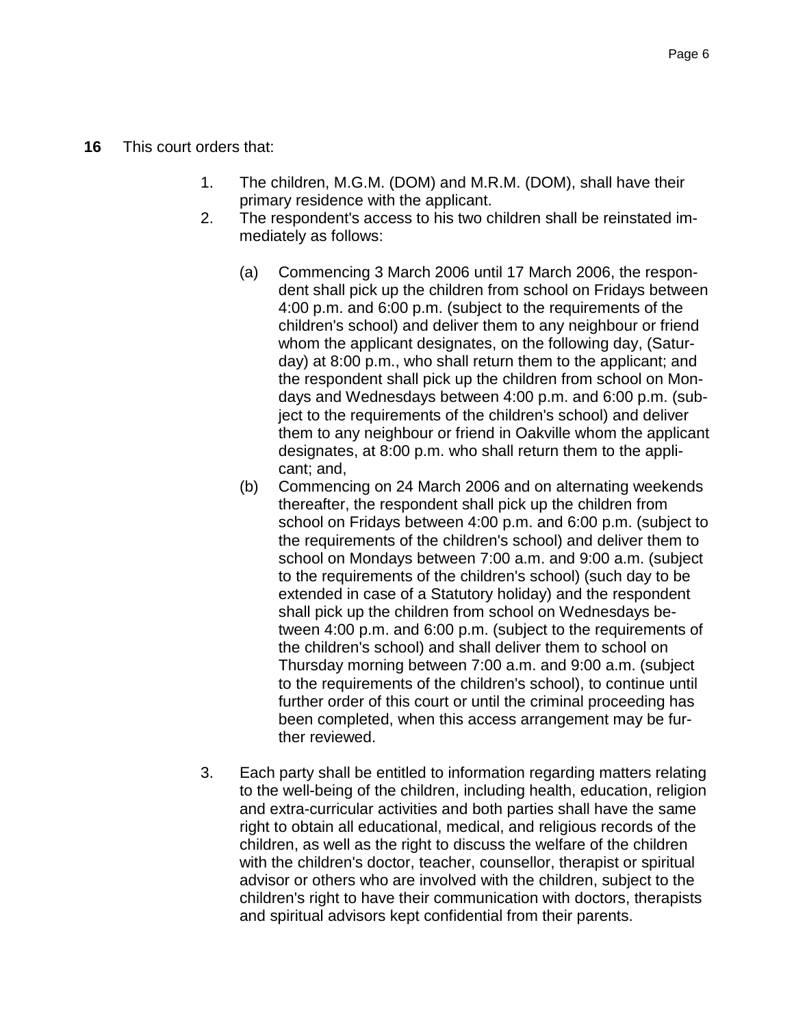**16** This court orders that:

1. The children, M.G.M. (DOM) and M.R.M. (DOM), shall have their primary residence with the applicant.
2. The respondent's access to his two children shall be reinstated immediately as follows:

   (a) Commencing 3 March 2006 until 17 March 2006, the respondent shall pick up the children from school on Fridays between 4:00 p.m. and 6:00 p.m. (subject to the requirements of the children's school) and deliver them to any neighbour or friend whom the applicant designates, on the following day, (Saturday) at 8:00 p.m., who shall return them to the applicant; and the respondent shall pick up the children from school on Mondays and Wednesdays between 4:00 p.m. and 6:00 p.m. (subject to the requirements of the children's school) and deliver them to any neighbour or friend in Oakville whom the applicant designates, at 8:00 p.m. who shall return them to the applicant; and,

   (b) Commencing on 24 March 2006 and on alternating weekends thereafter, the respondent shall pick up the children from school on Fridays between 4:00 p.m. and 6:00 p.m. (subject to the requirements of the children's school) and deliver them to school on Mondays between 7:00 a.m. and 9:00 a.m. (subject to the requirements of the children's school) (such day to be extended in case of a Statutory holiday) and the respondent shall pick up the children from school on Wednesdays between 4:00 p.m. and 6:00 p.m. (subject to the requirements of the children's school) and shall deliver them to school on Thursday morning between 7:00 a.m. and 9:00 a.m. (subject to the requirements of the children's school), to continue until further order of this court or until the criminal proceeding has been completed, when this access arrangement may be further reviewed.

3. Each party shall be entitled to information regarding matters relating to the well-being of the children, including health, education, religion and extra-curricular activities and both parties shall have the same right to obtain all educational, medical, and religious records of the children, as well as the right to discuss the welfare of the children with the children's doctor, teacher, counsellor, therapist or spiritual advisor or others who are involved with the children, subject to the children's right to have their communication with doctors, therapists and spiritual advisors kept confidential from their parents.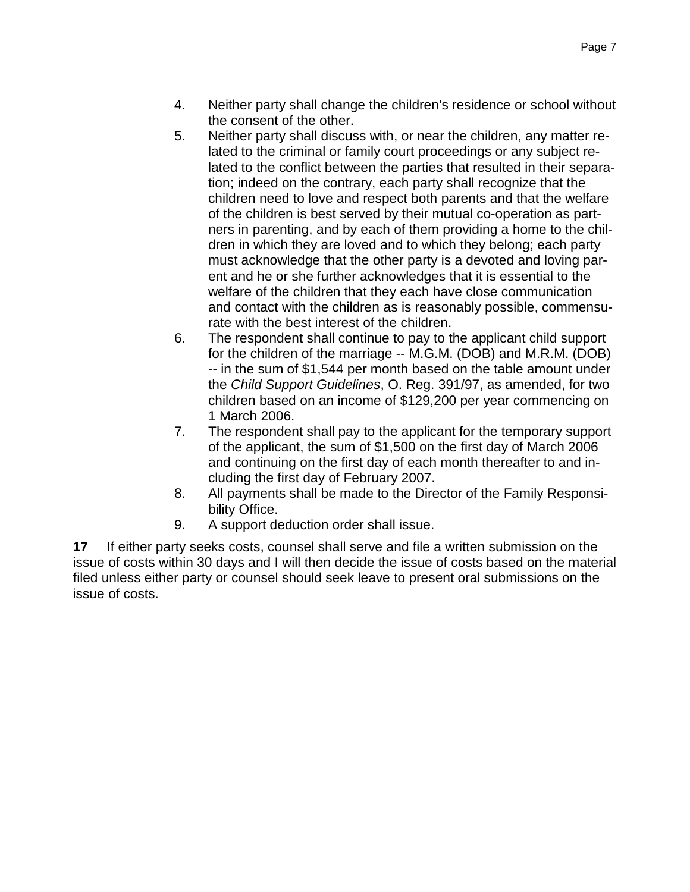4. Neither party shall change the children's residence or school without the consent of the other.
5. Neither party shall discuss with, or near the children, any matter related to the criminal or family court proceedings or any subject related to the conflict between the parties that resulted in their separation; indeed on the contrary, each party shall recognize that the children need to love and respect both parents and that the welfare of the children is best served by their mutual co-operation as partners in parenting, and by each of them providing a home to the children in which they are loved and to which they belong; each party must acknowledge that the other party is a devoted and loving parent and he or she further acknowledges that it is essential to the welfare of the children that they each have close communication and contact with the children as is reasonably possible, commensurate with the best interest of the children.
6. The respondent shall continue to pay to the applicant child support for the children of the marriage -- M.G.M. (DOB) and M.R.M. (DOB) -- in the sum of $1,544 per month based on the table amount under the *Child Support Guidelines*, O. Reg. 391/97, as amended, for two children based on an income of $129,200 per year commencing on 1 March 2006.
7. The respondent shall pay to the applicant for the temporary support of the applicant, the sum of $1,500 on the first day of March 2006 and continuing on the first day of each month thereafter to and including the first day of February 2007.
8. All payments shall be made to the Director of the Family Responsibility Office.
9. A support deduction order shall issue.

**17** If either party seeks costs, counsel shall serve and file a written submission on the issue of costs within 30 days and I will then decide the issue of costs based on the material filed unless either party or counsel should seek leave to present oral submissions on the issue of costs.